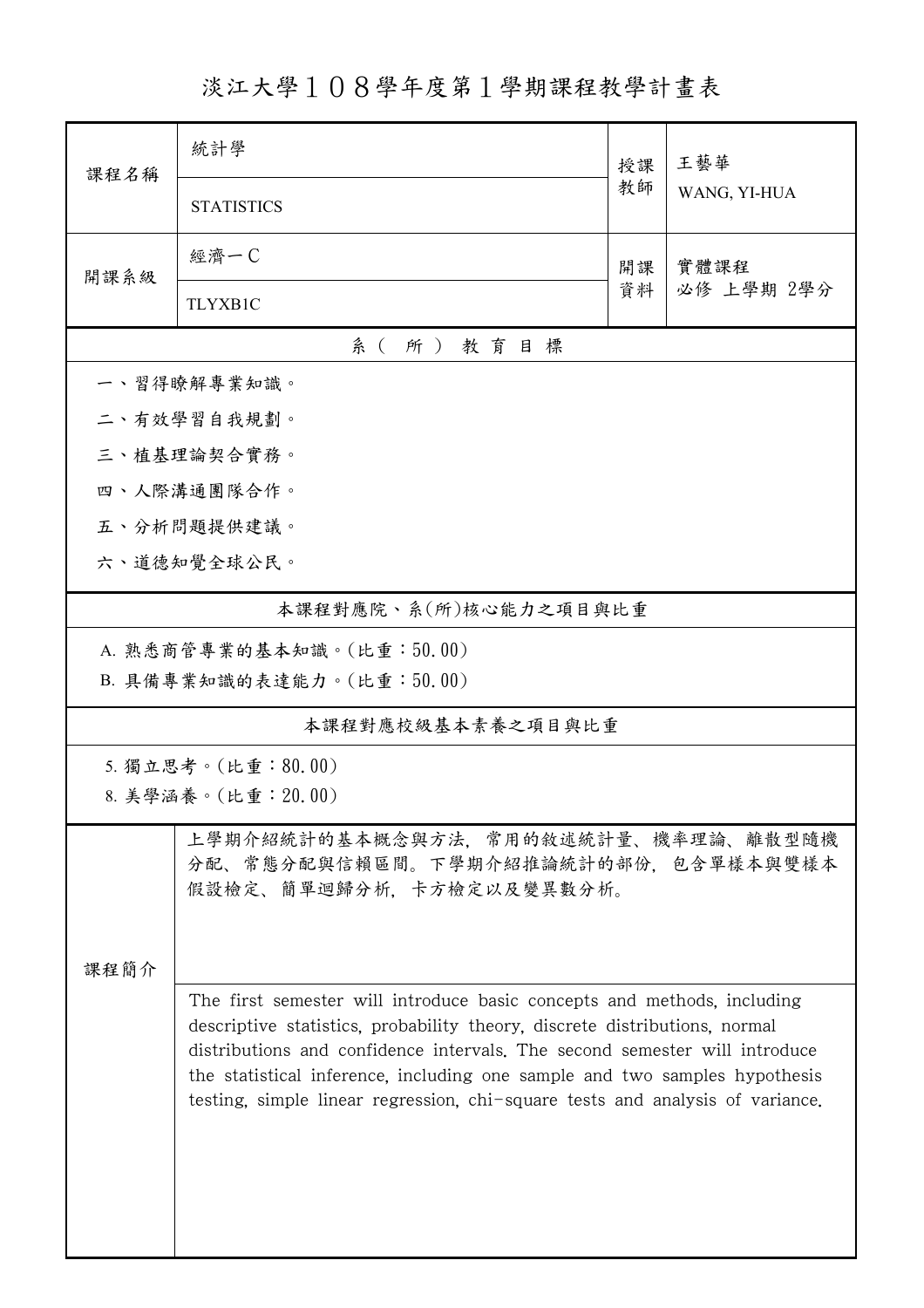# 淡江大學１０８學年度第１學期課程教學計畫表

| 課程名稱 | 統計學 | 授課教師 | 王藝華 |
|---|---|---|---|
| | STATISTICS | | WANG, YI-HUA |
| 開課系級 | 經濟一Ｃ | 開課資料 | 實體課程<br>必修 上學期 2學分 |
| | TLYXB1C | | |

## 系（所）教育目標

一、習得瞭解專業知識。

二、有效學習自我規劃。

三、植基理論契合實務。

四、人際溝通團隊合作。

五、分析問題提供建議。

六、道德知覺全球公民。

## 本課程對應院、系(所)核心能力之項目與比重

A. 熟悉商管專業的基本知識。(比重：50.00)

B. 具備專業知識的表達能力。(比重：50.00)

## 本課程對應校級基本素養之項目與比重

5. 獨立思考。(比重：80.00)

8. 美學涵養。(比重：20.00)

## 課程簡介

上學期介紹統計的基本概念與方法，常用的敘述統計量、機率理論、離散型隨機分配、常態分配與信賴區間。下學期介紹推論統計的部份，包含單樣本與雙樣本假設檢定、簡單迴歸分析，卡方檢定以及變異數分析。

The first semester will introduce basic concepts and methods, including descriptive statistics, probability theory, discrete distributions, normal distributions and confidence intervals. The second semester will introduce the statistical inference, including one sample and two samples hypothesis testing, simple linear regression, chi-square tests and analysis of variance.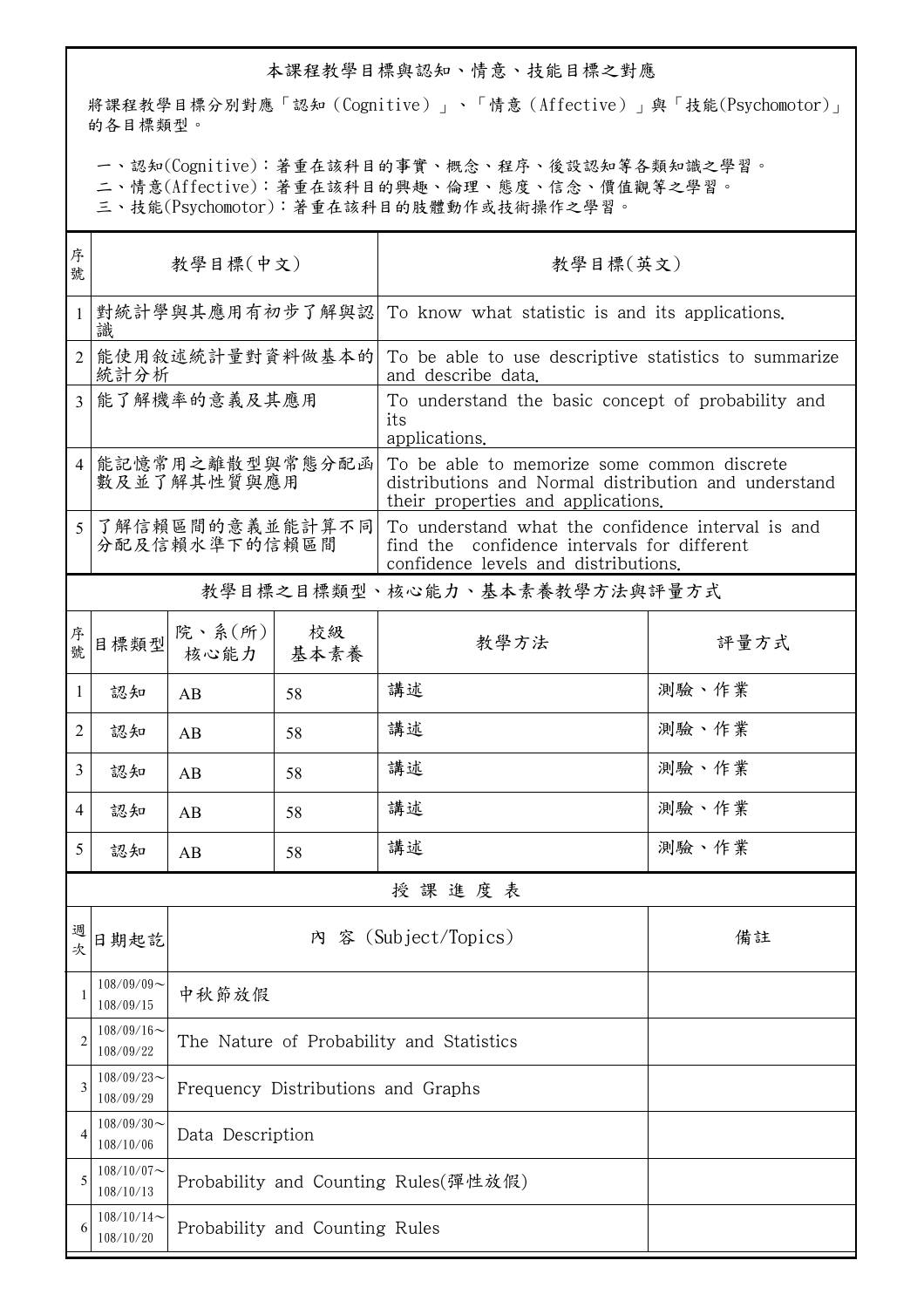## 本課程教學目標與認知、情意、技能目標之對應

將課程教學目標分別對應「認知（Cognitive）」、「情意（Affective）」與「技能(Psychomotor)」的各目標類型。

一、認知(Cognitive)：著重在該科目的事實、概念、程序、後設認知等各類知識之學習。
二、情意(Affective)：著重在該科目的興趣、倫理、態度、信念、價值觀等之學習。
三、技能(Psychomotor)：著重在該科目的肢體動作或技術操作之學習。

| 序號 | 教學目標(中文) | 教學目標(英文) |
|---|---|---|
| 1 | 對統計學與其應用有初步了解與認識 | To know what statistic is and its applications. |
| 2 | 能使用敘述統計量對資料做基本的統計分析 | To be able to use descriptive statistics to summarize and describe data. |
| 3 | 能了解機率的意義及其應用 | To understand the basic concept of probability and its applications. |
| 4 | 能記憶常用之離散型與常態分配函數及並了解其性質與應用 | To be able to memorize some common discrete distributions and Normal distribution and understand their properties and applications. |
| 5 | 了解信賴區間的意義並能計算不同分配及信賴水準下的信賴區間 | To understand what the confidence interval is and find the confidence intervals for different confidence levels and distributions. |

## 教學目標之目標類型、核心能力、基本素養教學方法與評量方式

| 序號 | 目標類型 | 院、系(所)核心能力 | 校級基本素養 | 教學方法 | 評量方式 |
|---|---|---|---|---|---|
| 1 | 認知 | AB | 58 | 講述 | 測驗、作業 |
| 2 | 認知 | AB | 58 | 講述 | 測驗、作業 |
| 3 | 認知 | AB | 58 | 講述 | 測驗、作業 |
| 4 | 認知 | AB | 58 | 講述 | 測驗、作業 |
| 5 | 認知 | AB | 58 | 講述 | 測驗、作業 |

## 授課進度表

| 週次 | 日期起訖 | 內 容 (Subject/Topics) | 備註 |
|---|---|---|---|
| 1 | 108/09/09～108/09/15 | 中秋節放假 | |
| 2 | 108/09/16～108/09/22 | The Nature of Probability and Statistics | |
| 3 | 108/09/23～108/09/29 | Frequency Distributions and Graphs | |
| 4 | 108/09/30～108/10/06 | Data Description | |
| 5 | 108/10/07～108/10/13 | Probability and Counting Rules(彈性放假) | |
| 6 | 108/10/14～108/10/20 | Probability and Counting Rules | |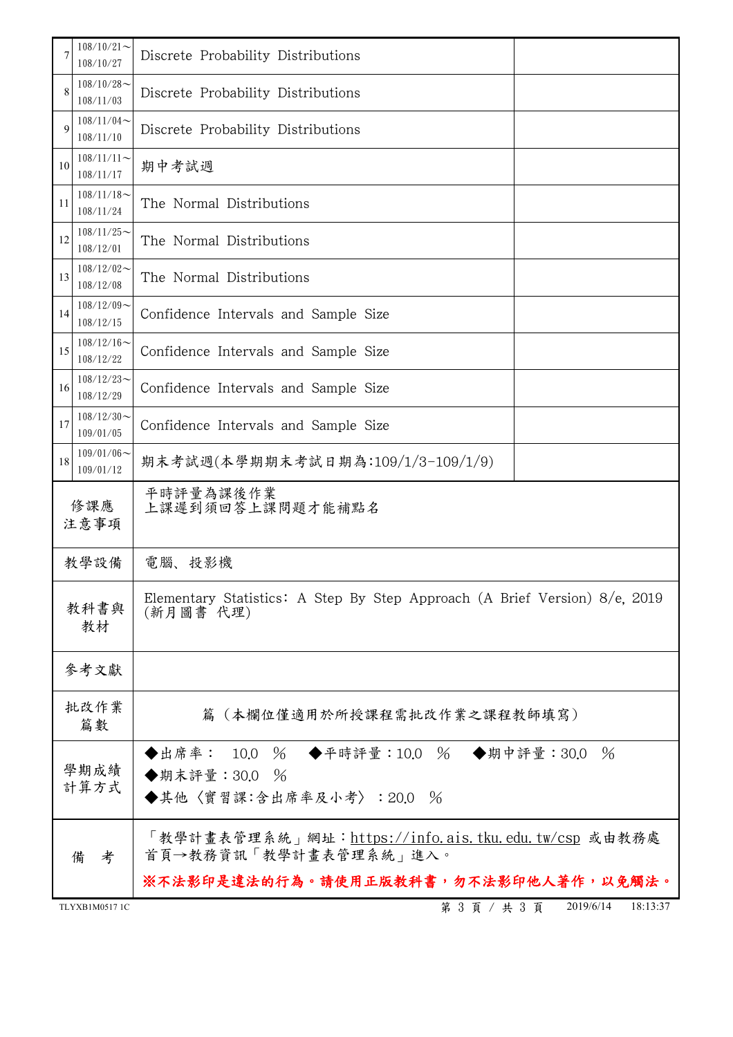| | | | |
|---|---|---|---|
| 7 | 108/10/21～<br>108/10/27 | Discrete Probability Distributions | |
| 8 | 108/10/28～<br>108/11/03 | Discrete Probability Distributions | |
| 9 | 108/11/04～<br>108/11/10 | Discrete Probability Distributions | |
| 10 | 108/11/11～<br>108/11/17 | 期中考試週 | |
| 11 | 108/11/18～<br>108/11/24 | The Normal Distributions | |
| 12 | 108/11/25～<br>108/12/01 | The Normal Distributions | |
| 13 | 108/12/02～<br>108/12/08 | The Normal Distributions | |
| 14 | 108/12/09～<br>108/12/15 | Confidence Intervals and Sample Size | |
| 15 | 108/12/16～<br>108/12/22 | Confidence Intervals and Sample Size | |
| 16 | 108/12/23～<br>108/12/29 | Confidence Intervals and Sample Size | |
| 17 | 108/12/30～<br>109/01/05 | Confidence Intervals and Sample Size | |
| 18 | 109/01/06～<br>109/01/12 | 期末考試週(本學期期末考試日期為:109/1/3-109/1/9) | |

| | |
|---|---|
| 修課應注意事項 | 平時評量為課後作業<br>上課遲到須回答上課問題才能補點名 |
| 教學設備 | 電腦、投影機 |
| 教科書與教材 | Elementary Statistics: A Step By Step Approach (A Brief Version) 8/e, 2019 (新月圖書 代理) |
| 參考文獻 | |
| 批改作業篇數 | 篇（本欄位僅適用於所授課程需批改作業之課程教師填寫） |
| 學期成績計算方式 | ◆出席率： 10.0 ％ ◆平時評量：10.0 ％ ◆期中評量：30.0 ％<br>◆期末評量：30.0 ％<br>◆其他〈實習課:含出席率及小考〉：20.0 ％ |
| 備考 | 「教學計畫表管理系統」網址：https://info.ais.tku.edu.tw/csp 或由教務處首頁→教務資訊「教學計畫表管理系統」進入。<br>**※不法影印是違法的行為。請使用正版教科書，勿不法影印他人著作，以免觸法。** |

TLYXB1M0517 1C　　2019/6/14　18:13:37